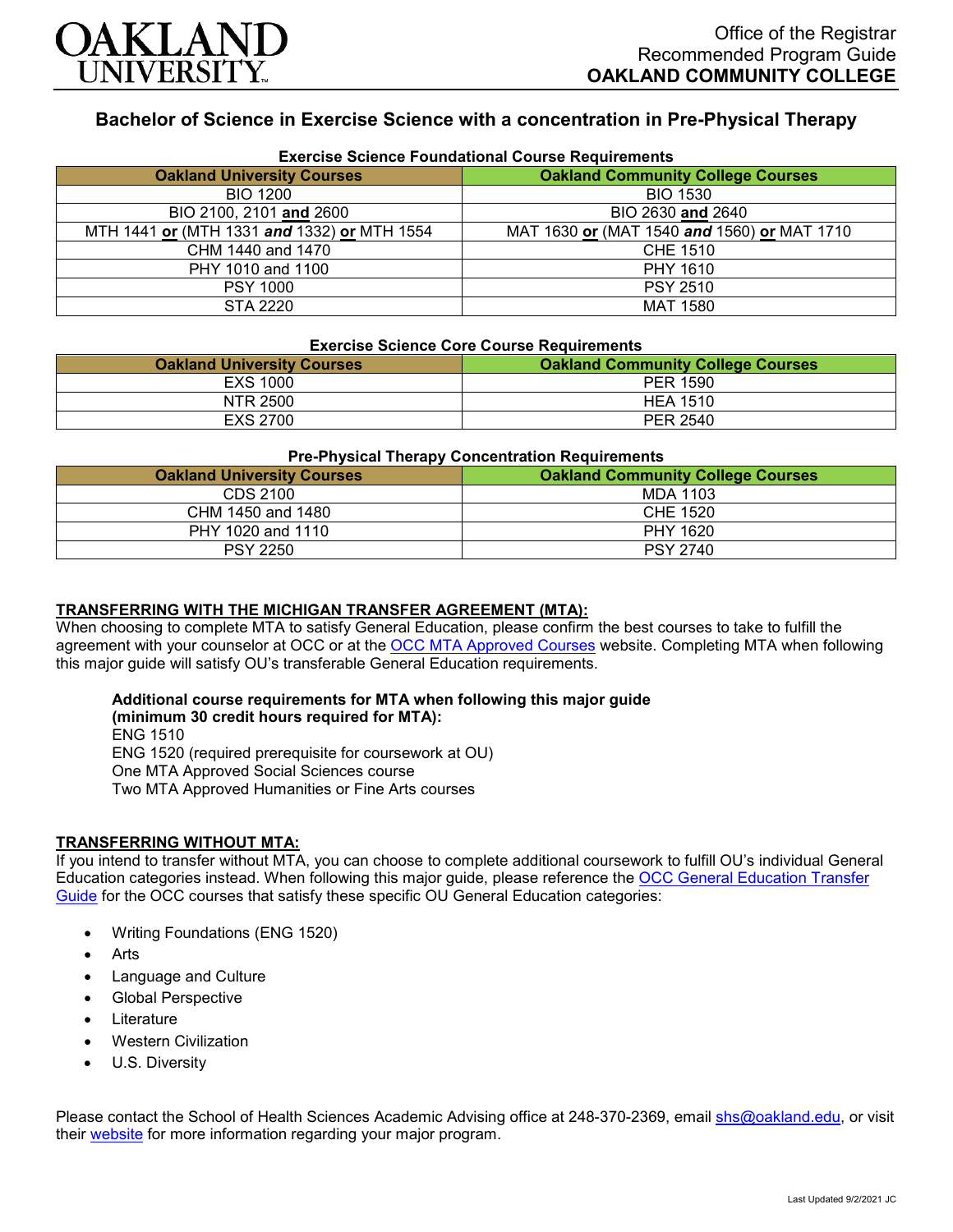OAKLAND UNIVERSITY

Office of the Registrar
Recommended Program Guide
**OAKLAND COMMUNITY COLLEGE**

## Bachelor of Science in Exercise Science with a concentration in Pre-Physical Therapy

### Exercise Science Foundational Course Requirements

| Oakland University Courses | Oakland Community College Courses |
|---|---|
| BIO 1200 | BIO 1530 |
| BIO 2100, 2101 **and** 2600 | BIO 2630 **and** 2640 |
| MTH 1441 **or** (MTH 1331 ***and*** 1332) **or** MTH 1554 | MAT 1630 **or** (MAT 1540 ***and*** 1560) **or** MAT 1710 |
| CHM 1440 and 1470 | CHE 1510 |
| PHY 1010 and 1100 | PHY 1610 |
| PSY 1000 | PSY 2510 |
| STA 2220 | MAT 1580 |

### Exercise Science Core Course Requirements

| Oakland University Courses | Oakland Community College Courses |
|---|---|
| EXS 1000 | PER 1590 |
| NTR 2500 | HEA 1510 |
| EXS 2700 | PER 2540 |

### Pre-Physical Therapy Concentration Requirements

| Oakland University Courses | Oakland Community College Courses |
|---|---|
| CDS 2100 | MDA 1103 |
| CHM 1450 and 1480 | CHE 1520 |
| PHY 1020 and 1110 | PHY 1620 |
| PSY 2250 | PSY 2740 |

**TRANSFERRING WITH THE MICHIGAN TRANSFER AGREEMENT (MTA):**

When choosing to complete MTA to satisfy General Education, please confirm the best courses to take to fulfill the agreement with your counselor at OCC or at the OCC MTA Approved Courses website. Completing MTA when following this major guide will satisfy OU's transferable General Education requirements.

**Additional course requirements for MTA when following this major guide (minimum 30 credit hours required for MTA):**

ENG 1510
ENG 1520 (required prerequisite for coursework at OU)
One MTA Approved Social Sciences course
Two MTA Approved Humanities or Fine Arts courses

**TRANSFERRING WITHOUT MTA:**

If you intend to transfer without MTA, you can choose to complete additional coursework to fulfill OU's individual General Education categories instead. When following this major guide, please reference the OCC General Education Transfer Guide for the OCC courses that satisfy these specific OU General Education categories:

- Writing Foundations (ENG 1520)
- Arts
- Language and Culture
- Global Perspective
- Literature
- Western Civilization
- U.S. Diversity

Please contact the School of Health Sciences Academic Advising office at 248-370-2369, email shs@oakland.edu, or visit their website for more information regarding your major program.

Last Updated 9/2/2021 JC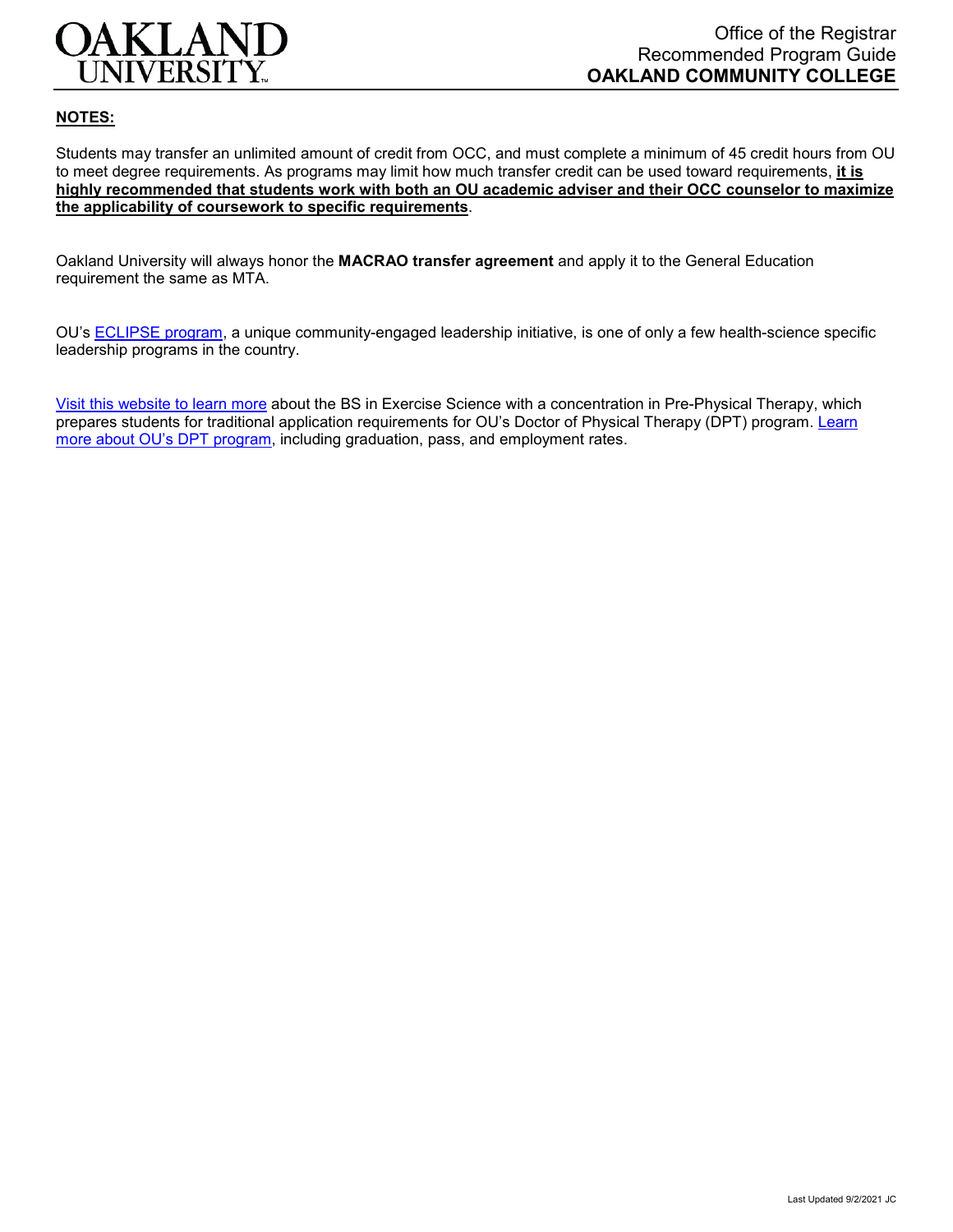**NOTES:**

Students may transfer an unlimited amount of credit from OCC, and must complete a minimum of 45 credit hours from OU to meet degree requirements. As programs may limit how much transfer credit can be used toward requirements, **it is highly recommended that students work with both an OU academic adviser and their OCC counselor to maximize the applicability of coursework to specific requirements**.

Oakland University will always honor the **MACRAO transfer agreement** and apply it to the General Education requirement the same as MTA.

OU's ECLIPSE program, a unique community-engaged leadership initiative, is one of only a few health-science specific leadership programs in the country.

Visit this website to learn more about the BS in Exercise Science with a concentration in Pre-Physical Therapy, which prepares students for traditional application requirements for OU's Doctor of Physical Therapy (DPT) program. Learn more about OU's DPT program, including graduation, pass, and employment rates.

Last Updated 9/2/2021 JC